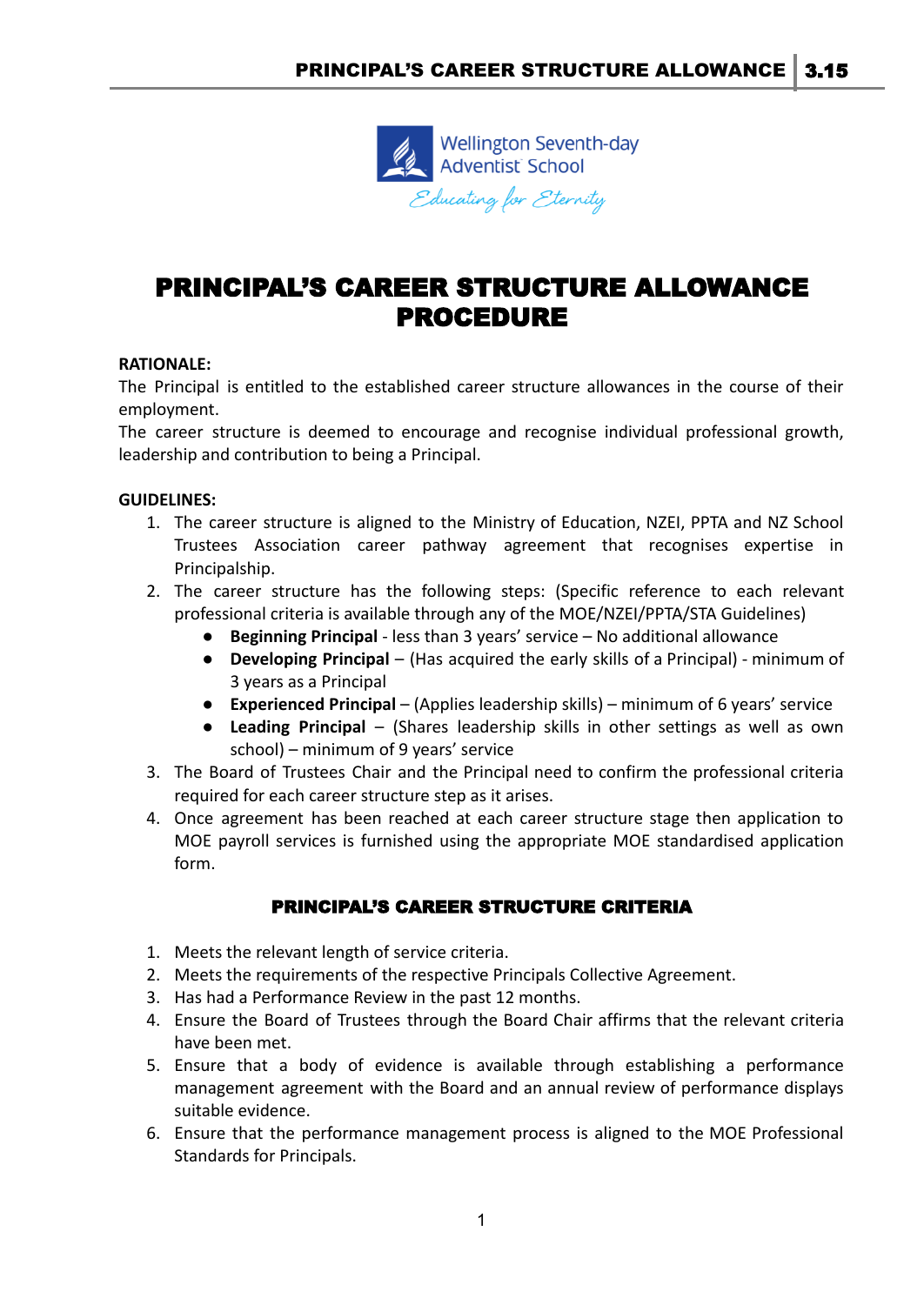Wellington Seventh-day Adventist School

*Educating for Eternity*

# PRINCIPAL'S CAREER STRUCTURE ALLOWANCE PROCEDURE

**RATIONALE:**

The Principal is entitled to the established career structure allowances in the course of their employment.

The career structure is deemed to encourage and recognise individual professional growth, leadership and contribution to being a Principal.

**GUIDELINES:**

1. The career structure is aligned to the Ministry of Education, NZEI, PPTA and NZ School Trustees Association career pathway agreement that recognises expertise in Principalship.
2. The career structure has the following steps: (Specific reference to each relevant professional criteria is available through any of the MOE/NZEI/PPTA/STA Guidelines)
   - **Beginning Principal** - less than 3 years' service – No additional allowance
   - **Developing Principal** – (Has acquired the early skills of a Principal) - minimum of 3 years as a Principal
   - **Experienced Principal** – (Applies leadership skills) – minimum of 6 years' service
   - **Leading Principal** – (Shares leadership skills in other settings as well as own school) – minimum of 9 years' service
3. The Board of Trustees Chair and the Principal need to confirm the professional criteria required for each career structure step as it arises.
4. Once agreement has been reached at each career structure stage then application to MOE payroll services is furnished using the appropriate MOE standardised application form.

## PRINCIPAL'S CAREER STRUCTURE CRITERIA

1. Meets the relevant length of service criteria.
2. Meets the requirements of the respective Principals Collective Agreement.
3. Has had a Performance Review in the past 12 months.
4. Ensure the Board of Trustees through the Board Chair affirms that the relevant criteria have been met.
5. Ensure that a body of evidence is available through establishing a performance management agreement with the Board and an annual review of performance displays suitable evidence.
6. Ensure that the performance management process is aligned to the MOE Professional Standards for Principals.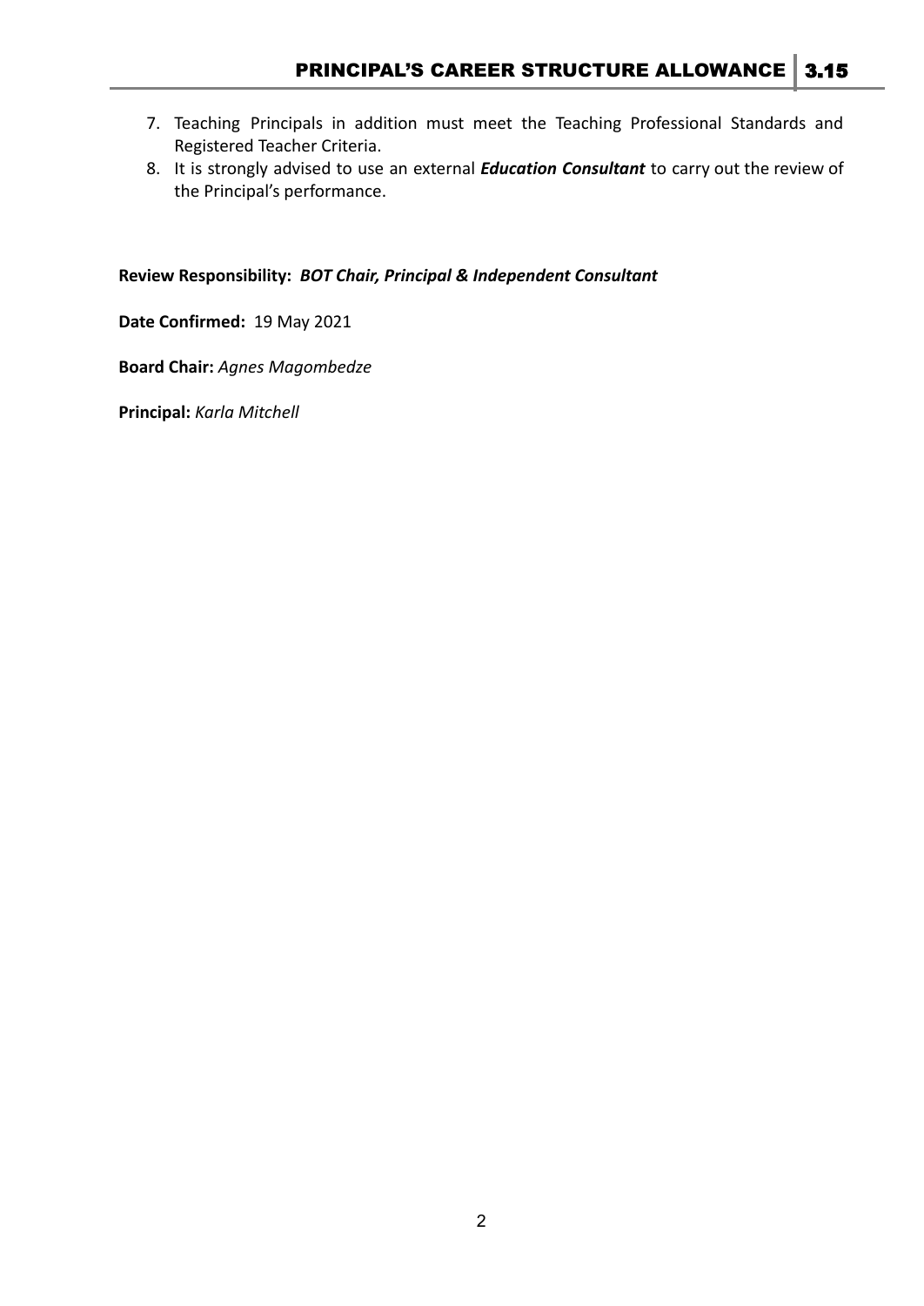7. Teaching Principals in addition must meet the Teaching Professional Standards and Registered Teacher Criteria.
8. It is strongly advised to use an external ***Education Consultant*** to carry out the review of the Principal's performance.

**Review Responsibility:** ***BOT Chair, Principal & Independent Consultant***

**Date Confirmed:** 19 May 2021

**Board Chair:** *Agnes Magombedze*

**Principal:** *Karla Mitchell*